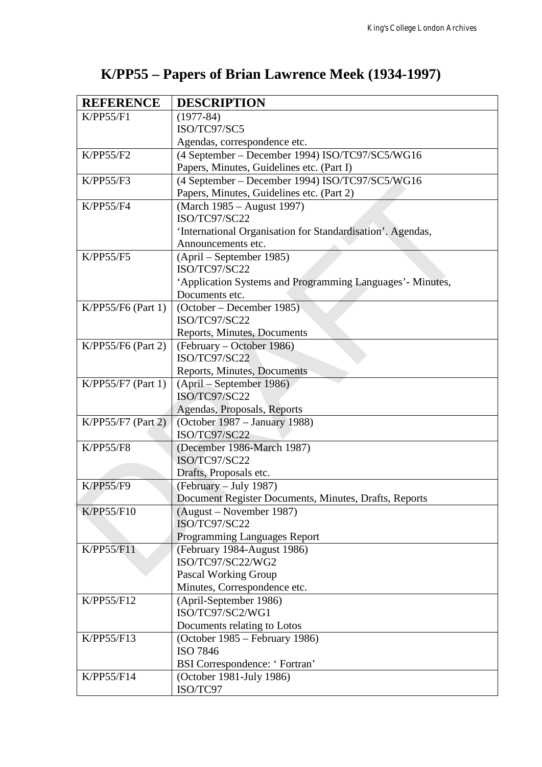# K/PP55 – Papers of Brian Lawrence Meek (1934-1997)

| REFERENCE | DESCRIPTION |
|---|---|
| K/PP55/F1 | (1977-84)<br>ISO/TC97/SC5<br>Agendas, correspondence etc. |
| K/PP55/F2 | (4 September – December 1994) ISO/TC97/SC5/WG16<br>Papers, Minutes, Guidelines etc. (Part I) |
| K/PP55/F3 | (4 September – December 1994) ISO/TC97/SC5/WG16<br>Papers, Minutes, Guidelines etc. (Part 2) |
| K/PP55/F4 | (March 1985 – August 1997)<br>ISO/TC97/SC22<br>'International Organisation for Standardisation'. Agendas, Announcements etc. |
| K/PP55/F5 | (April – September 1985)<br>ISO/TC97/SC22<br>'Application Systems and Programming Languages'- Minutes, Documents etc. |
| K/PP55/F6 (Part 1) | (October – December 1985)<br>ISO/TC97/SC22<br>Reports, Minutes, Documents |
| K/PP55/F6 (Part 2) | (February – October 1986)<br>ISO/TC97/SC22<br>Reports, Minutes, Documents |
| K/PP55/F7 (Part 1) | (April – September 1986)<br>ISO/TC97/SC22<br>Agendas, Proposals, Reports |
| K/PP55/F7 (Part 2) | (October 1987 – January 1988)<br>ISO/TC97/SC22 |
| K/PP55/F8 | (December 1986-March 1987)<br>ISO/TC97/SC22<br>Drafts, Proposals etc. |
| K/PP55/F9 | (February – July 1987)<br>Document Register Documents, Minutes, Drafts, Reports |
| K/PP55/F10 | (August – November 1987)<br>ISO/TC97/SC22<br>Programming Languages Report |
| K/PP55/F11 | (February 1984-August 1986)<br>ISO/TC97/SC22/WG2<br>Pascal Working Group<br>Minutes, Correspondence etc. |
| K/PP55/F12 | (April-September 1986)<br>ISO/TC97/SC2/WG1<br>Documents relating to Lotos |
| K/PP55/F13 | (October 1985 – February 1986)<br>ISO 7846<br>BSI Correspondence: ' Fortran' |
| K/PP55/F14 | (October 1981-July 1986)<br>ISO/TC97 |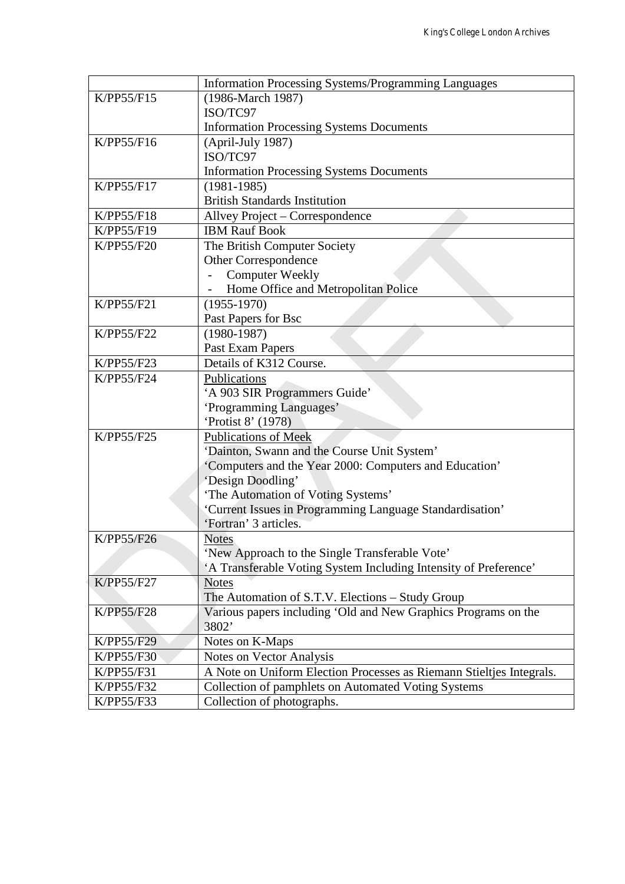| | |
|---|---|
| | Information Processing Systems/Programming Languages |
| K/PP55/F15 | (1986-March 1987)<br>ISO/TC97<br>Information Processing Systems Documents |
| K/PP55/F16 | (April-July 1987)<br>ISO/TC97<br>Information Processing Systems Documents |
| K/PP55/F17 | (1981-1985)<br>British Standards Institution |
| K/PP55/F18 | Allvey Project – Correspondence |
| K/PP55/F19 | IBM Rauf Book |
| K/PP55/F20 | The British Computer Society<br>Other Correspondence<br>- Computer Weekly<br>- Home Office and Metropolitan Police |
| K/PP55/F21 | (1955-1970)<br>Past Papers for Bsc |
| K/PP55/F22 | (1980-1987)<br>Past Exam Papers |
| K/PP55/F23 | Details of K312 Course. |
| K/PP55/F24 | Publications<br>'A 903 SIR Programmers Guide'<br>'Programming Languages'<br>'Protist 8' (1978) |
| K/PP55/F25 | Publications of Meek<br>'Dainton, Swann and the Course Unit System'<br>'Computers and the Year 2000: Computers and Education'<br>'Design Doodling'<br>'The Automation of Voting Systems'<br>'Current Issues in Programming Language Standardisation'<br>'Fortran' 3 articles. |
| K/PP55/F26 | Notes<br>'New Approach to the Single Transferable Vote'<br>'A Transferable Voting System Including Intensity of Preference' |
| K/PP55/F27 | Notes<br>The Automation of S.T.V. Elections – Study Group |
| K/PP55/F28 | Various papers including 'Old and New Graphics Programs on the 3802' |
| K/PP55/F29 | Notes on K-Maps |
| K/PP55/F30 | Notes on Vector Analysis |
| K/PP55/F31 | A Note on Uniform Election Processes as Riemann Stieltjes Integrals. |
| K/PP55/F32 | Collection of pamphlets on Automated Voting Systems |
| K/PP55/F33 | Collection of photographs. |